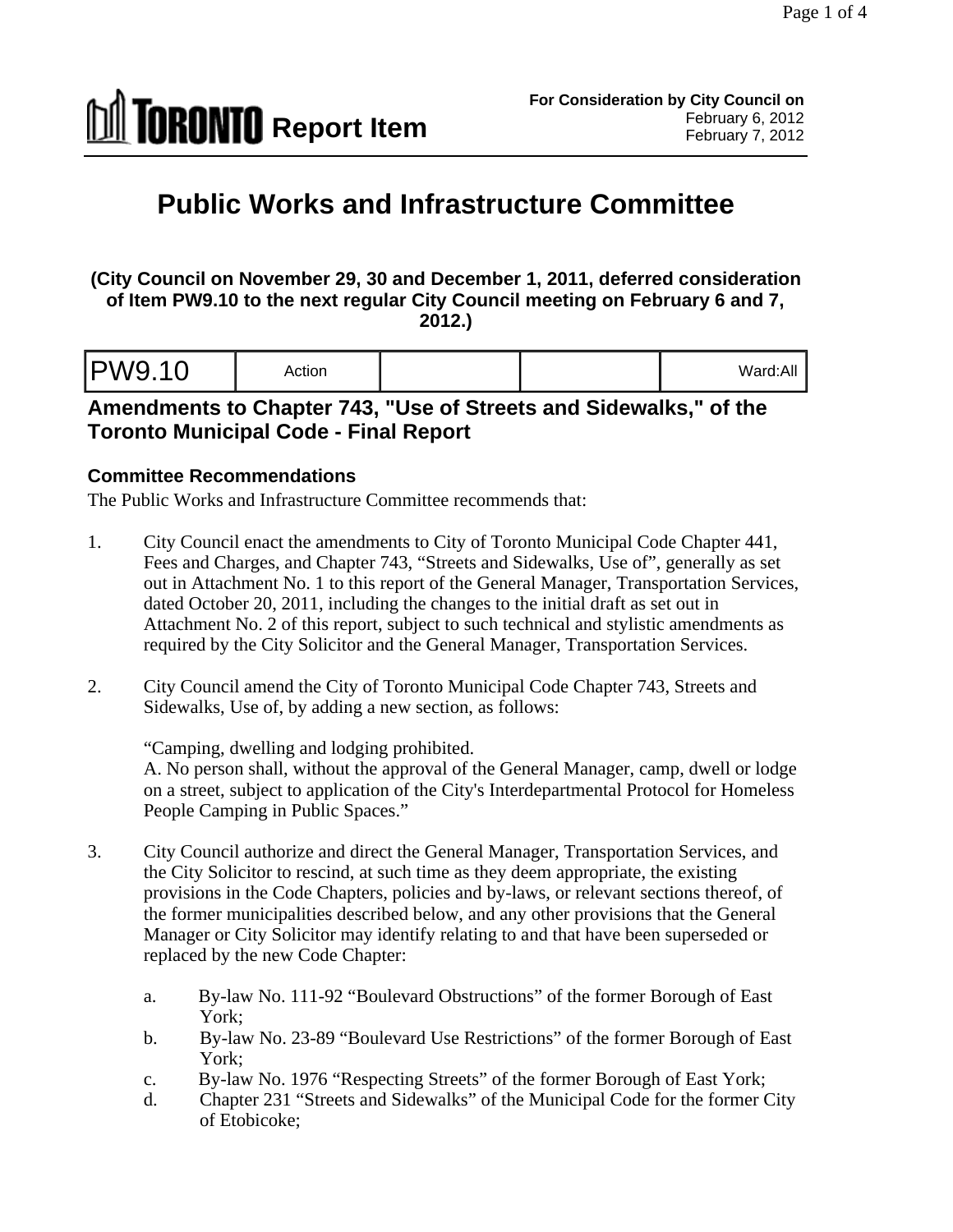**TORONTO Report Item**

**For Consideration by City Council on**
February 6, 2012
February 7, 2012

# Public Works and Infrastructure Committee

**(City Council on November 29, 30 and December 1, 2011, deferred consideration of Item PW9.10 to the next regular City Council meeting on February 6 and 7, 2012.)**

| PW9.10 | Action | | | Ward:All |
|---|---|---|---|---|

## Amendments to Chapter 743, "Use of Streets and Sidewalks," of the Toronto Municipal Code - Final Report

### Committee Recommendations

The Public Works and Infrastructure Committee recommends that:

1. City Council enact the amendments to City of Toronto Municipal Code Chapter 441, Fees and Charges, and Chapter 743, "Streets and Sidewalks, Use of", generally as set out in Attachment No. 1 to this report of the General Manager, Transportation Services, dated October 20, 2011, including the changes to the initial draft as set out in Attachment No. 2 of this report, subject to such technical and stylistic amendments as required by the City Solicitor and the General Manager, Transportation Services.

2. City Council amend the City of Toronto Municipal Code Chapter 743, Streets and Sidewalks, Use of, by adding a new section, as follows:

   "Camping, dwelling and lodging prohibited.
   A. No person shall, without the approval of the General Manager, camp, dwell or lodge on a street, subject to application of the City's Interdepartmental Protocol for Homeless People Camping in Public Spaces."

3. City Council authorize and direct the General Manager, Transportation Services, and the City Solicitor to rescind, at such time as they deem appropriate, the existing provisions in the Code Chapters, policies and by-laws, or relevant sections thereof, of the former municipalities described below, and any other provisions that the General Manager or City Solicitor may identify relating to and that have been superseded or replaced by the new Code Chapter:

   a. By-law No. 111-92 "Boulevard Obstructions" of the former Borough of East York;
   b. By-law No. 23-89 "Boulevard Use Restrictions" of the former Borough of East York;
   c. By-law No. 1976 "Respecting Streets" of the former Borough of East York;
   d. Chapter 231 "Streets and Sidewalks" of the Municipal Code for the former City of Etobicoke;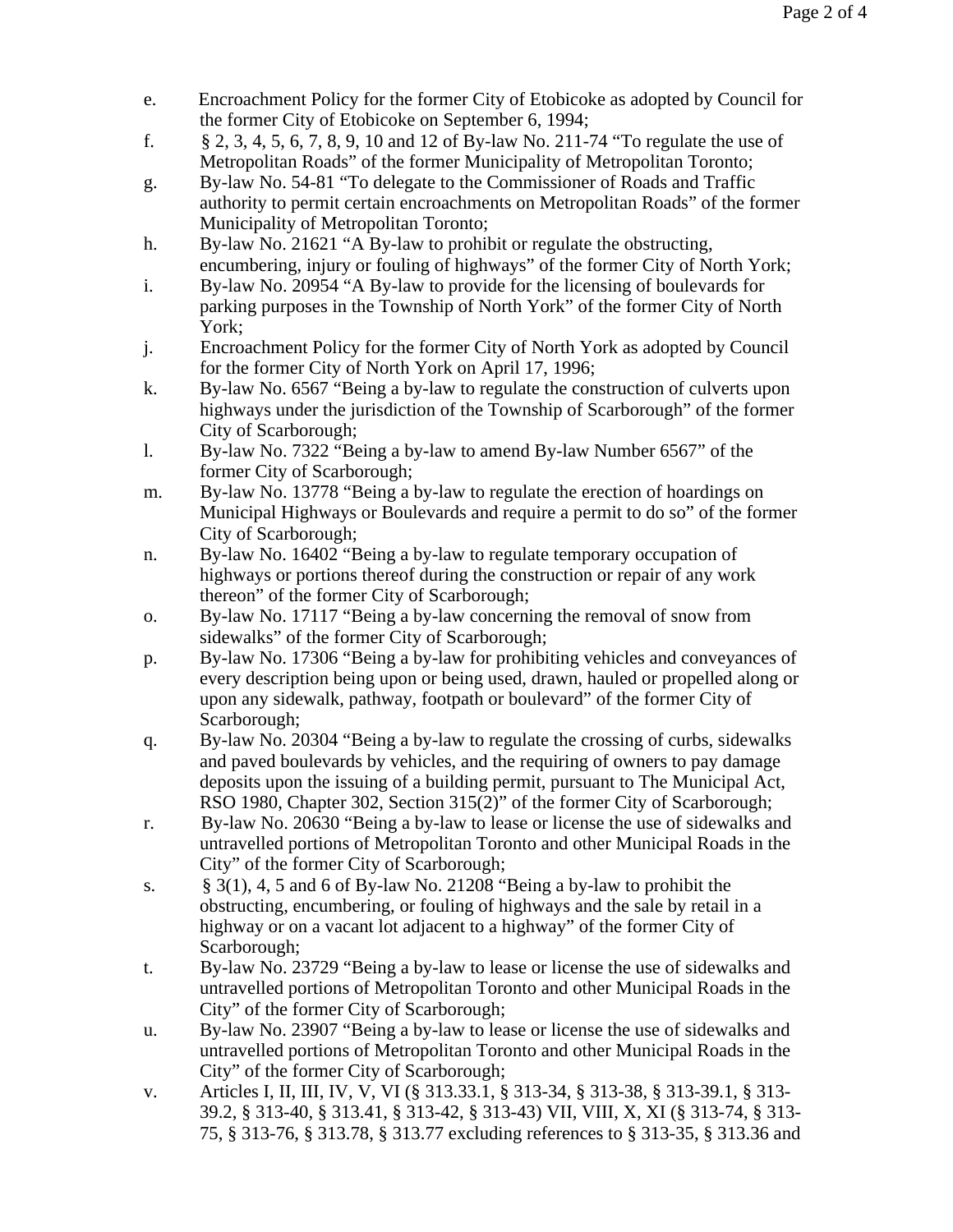e. Encroachment Policy for the former City of Etobicoke as adopted by Council for the former City of Etobicoke on September 6, 1994;

f. § 2, 3, 4, 5, 6, 7, 8, 9, 10 and 12 of By-law No. 211-74 "To regulate the use of Metropolitan Roads" of the former Municipality of Metropolitan Toronto;

g. By-law No. 54-81 "To delegate to the Commissioner of Roads and Traffic authority to permit certain encroachments on Metropolitan Roads" of the former Municipality of Metropolitan Toronto;

h. By-law No. 21621 "A By-law to prohibit or regulate the obstructing, encumbering, injury or fouling of highways" of the former City of North York;

i. By-law No. 20954 "A By-law to provide for the licensing of boulevards for parking purposes in the Township of North York" of the former City of North York;

j. Encroachment Policy for the former City of North York as adopted by Council for the former City of North York on April 17, 1996;

k. By-law No. 6567 "Being a by-law to regulate the construction of culverts upon highways under the jurisdiction of the Township of Scarborough" of the former City of Scarborough;

l. By-law No. 7322 "Being a by-law to amend By-law Number 6567" of the former City of Scarborough;

m. By-law No. 13778 "Being a by-law to regulate the erection of hoardings on Municipal Highways or Boulevards and require a permit to do so" of the former City of Scarborough;

n. By-law No. 16402 "Being a by-law to regulate temporary occupation of highways or portions thereof during the construction or repair of any work thereon" of the former City of Scarborough;

o. By-law No. 17117 "Being a by-law concerning the removal of snow from sidewalks" of the former City of Scarborough;

p. By-law No. 17306 "Being a by-law for prohibiting vehicles and conveyances of every description being upon or being used, drawn, hauled or propelled along or upon any sidewalk, pathway, footpath or boulevard" of the former City of Scarborough;

q. By-law No. 20304 "Being a by-law to regulate the crossing of curbs, sidewalks and paved boulevards by vehicles, and the requiring of owners to pay damage deposits upon the issuing of a building permit, pursuant to The Municipal Act, RSO 1980, Chapter 302, Section 315(2)" of the former City of Scarborough;

r. By-law No. 20630 "Being a by-law to lease or license the use of sidewalks and untravelled portions of Metropolitan Toronto and other Municipal Roads in the City" of the former City of Scarborough;

s. § 3(1), 4, 5 and 6 of By-law No. 21208 "Being a by-law to prohibit the obstructing, encumbering, or fouling of highways and the sale by retail in a highway or on a vacant lot adjacent to a highway" of the former City of Scarborough;

t. By-law No. 23729 "Being a by-law to lease or license the use of sidewalks and untravelled portions of Metropolitan Toronto and other Municipal Roads in the City" of the former City of Scarborough;

u. By-law No. 23907 "Being a by-law to lease or license the use of sidewalks and untravelled portions of Metropolitan Toronto and other Municipal Roads in the City" of the former City of Scarborough;

v. Articles I, II, III, IV, V, VI (§ 313.33.1, § 313-34, § 313-38, § 313-39.1, § 313-39.2, § 313-40, § 313.41, § 313-42, § 313-43) VII, VIII, X, XI (§ 313-74, § 313-75, § 313-76, § 313.78, § 313.77 excluding references to § 313-35, § 313.36 and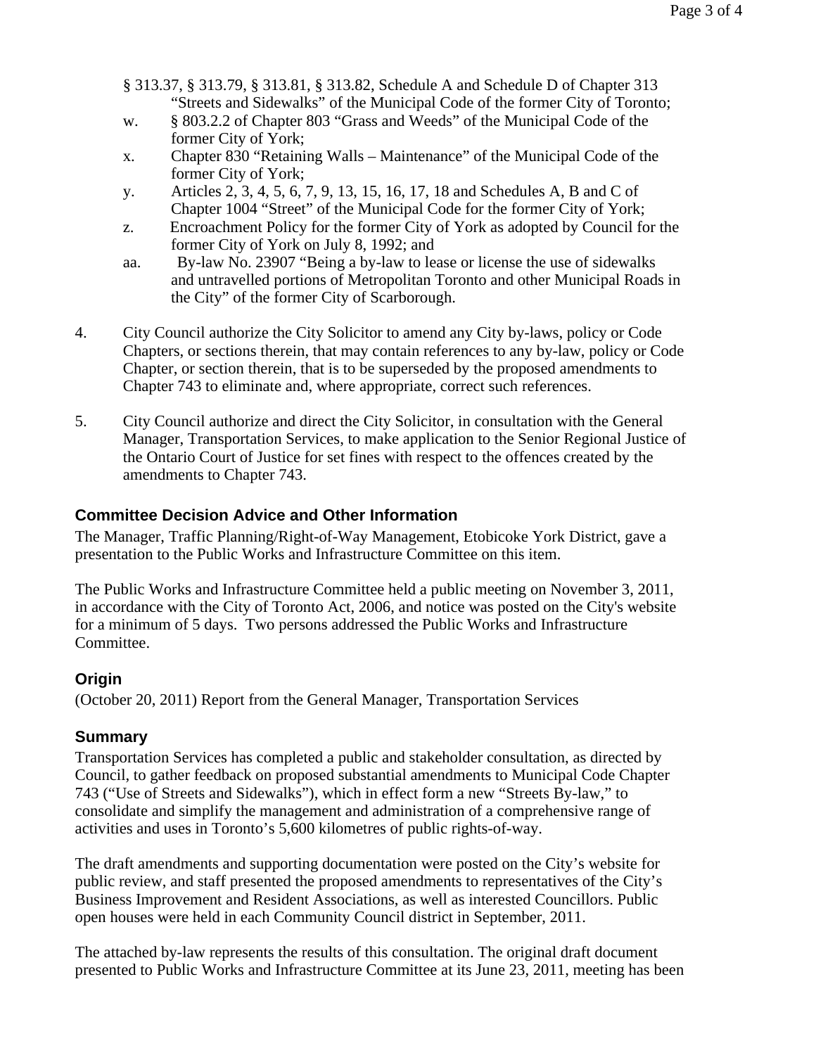§ 313.37, § 313.79, § 313.81, § 313.82, Schedule A and Schedule D of Chapter 313 "Streets and Sidewalks" of the Municipal Code of the former City of Toronto;

w. § 803.2.2 of Chapter 803 "Grass and Weeds" of the Municipal Code of the former City of York;

x. Chapter 830 "Retaining Walls – Maintenance" of the Municipal Code of the former City of York;

y. Articles 2, 3, 4, 5, 6, 7, 9, 13, 15, 16, 17, 18 and Schedules A, B and C of Chapter 1004 "Street" of the Municipal Code for the former City of York;

z. Encroachment Policy for the former City of York as adopted by Council for the former City of York on July 8, 1992; and

aa. By-law No. 23907 "Being a by-law to lease or license the use of sidewalks and untravelled portions of Metropolitan Toronto and other Municipal Roads in the City" of the former City of Scarborough.

4. City Council authorize the City Solicitor to amend any City by-laws, policy or Code Chapters, or sections therein, that may contain references to any by-law, policy or Code Chapter, or section therein, that is to be superseded by the proposed amendments to Chapter 743 to eliminate and, where appropriate, correct such references.

5. City Council authorize and direct the City Solicitor, in consultation with the General Manager, Transportation Services, to make application to the Senior Regional Justice of the Ontario Court of Justice for set fines with respect to the offences created by the amendments to Chapter 743.

## Committee Decision Advice and Other Information

The Manager, Traffic Planning/Right-of-Way Management, Etobicoke York District, gave a presentation to the Public Works and Infrastructure Committee on this item.

The Public Works and Infrastructure Committee held a public meeting on November 3, 2011, in accordance with the City of Toronto Act, 2006, and notice was posted on the City's website for a minimum of 5 days. Two persons addressed the Public Works and Infrastructure Committee.

## Origin

(October 20, 2011) Report from the General Manager, Transportation Services

## Summary

Transportation Services has completed a public and stakeholder consultation, as directed by Council, to gather feedback on proposed substantial amendments to Municipal Code Chapter 743 ("Use of Streets and Sidewalks"), which in effect form a new "Streets By-law," to consolidate and simplify the management and administration of a comprehensive range of activities and uses in Toronto's 5,600 kilometres of public rights-of-way.

The draft amendments and supporting documentation were posted on the City's website for public review, and staff presented the proposed amendments to representatives of the City's Business Improvement and Resident Associations, as well as interested Councillors. Public open houses were held in each Community Council district in September, 2011.

The attached by-law represents the results of this consultation. The original draft document presented to Public Works and Infrastructure Committee at its June 23, 2011, meeting has been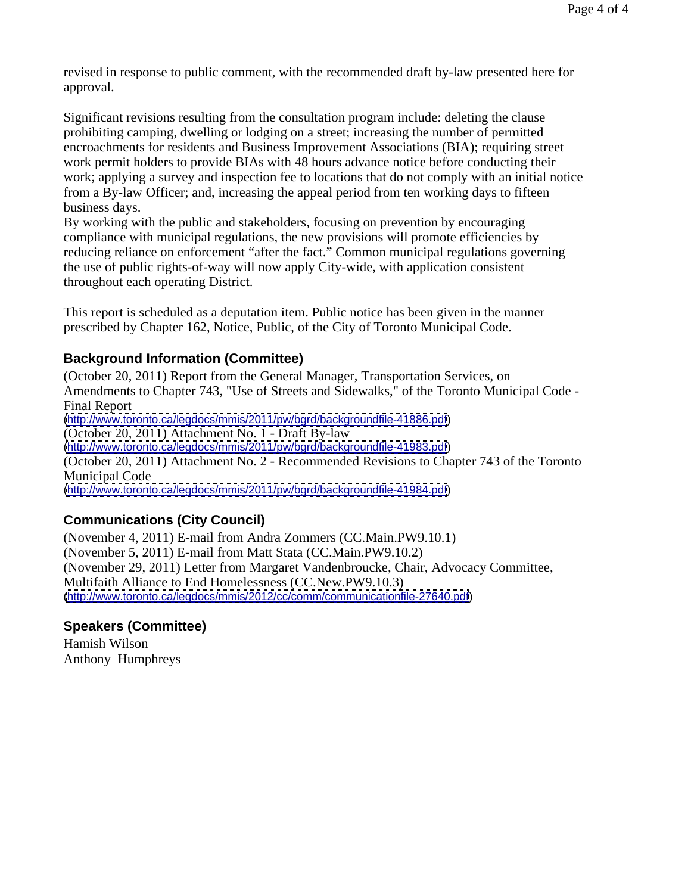revised in response to public comment, with the recommended draft by-law presented here for approval.

Significant revisions resulting from the consultation program include: deleting the clause prohibiting camping, dwelling or lodging on a street; increasing the number of permitted encroachments for residents and Business Improvement Associations (BIA); requiring street work permit holders to provide BIAs with 48 hours advance notice before conducting their work; applying a survey and inspection fee to locations that do not comply with an initial notice from a By-law Officer; and, increasing the appeal period from ten working days to fifteen business days.
By working with the public and stakeholders, focusing on prevention by encouraging compliance with municipal regulations, the new provisions will promote efficiencies by reducing reliance on enforcement "after the fact." Common municipal regulations governing the use of public rights-of-way will now apply City-wide, with application consistent throughout each operating District.

This report is scheduled as a deputation item. Public notice has been given in the manner prescribed by Chapter 162, Notice, Public, of the City of Toronto Municipal Code.

### Background Information (Committee)

(October 20, 2011) Report from the General Manager, Transportation Services, on Amendments to Chapter 743, "Use of Streets and Sidewalks," of the Toronto Municipal Code - Final Report
(http://www.toronto.ca/legdocs/mmis/2011/pw/bgrd/backgroundfile-41886.pdf)
(October 20, 2011) Attachment No. 1 - Draft By-law
(http://www.toronto.ca/legdocs/mmis/2011/pw/bgrd/backgroundfile-41983.pdf)
(October 20, 2011) Attachment No. 2 - Recommended Revisions to Chapter 743 of the Toronto Municipal Code
(http://www.toronto.ca/legdocs/mmis/2011/pw/bgrd/backgroundfile-41984.pdf)

### Communications (City Council)

(November 4, 2011) E-mail from Andra Zommers (CC.Main.PW9.10.1)
(November 5, 2011) E-mail from Matt Stata (CC.Main.PW9.10.2)
(November 29, 2011) Letter from Margaret Vandenbroucke, Chair, Advocacy Committee, Multifaith Alliance to End Homelessness (CC.New.PW9.10.3)
(http://www.toronto.ca/legdocs/mmis/2012/cc/comm/communicationfile-27640.pdf)

### Speakers (Committee)

Hamish Wilson
Anthony Humphreys